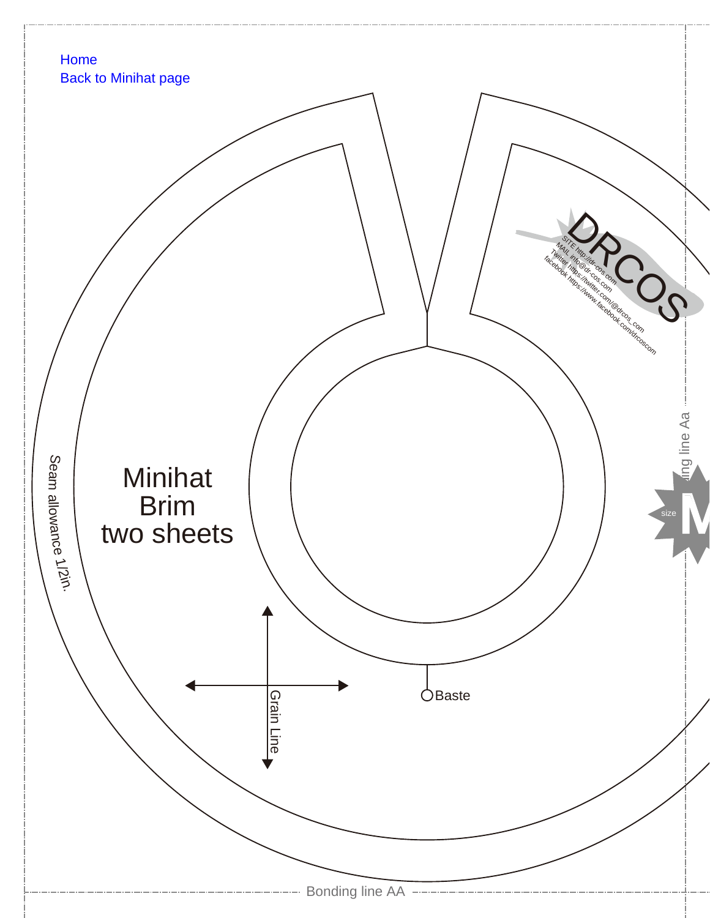Home
Back to Minihat page

Minihat
Brim
two sheets

Seam allowance 1/2in.

Grain Line

Baste

DRCOS
SITE http://dr-cos.com
MAIL info@dr-cos.com
Twitter https://twitter.com/@drcos_com
facebook https://www.facebook.com/drcoscom

size M

Bonding line Aa

Bonding line AA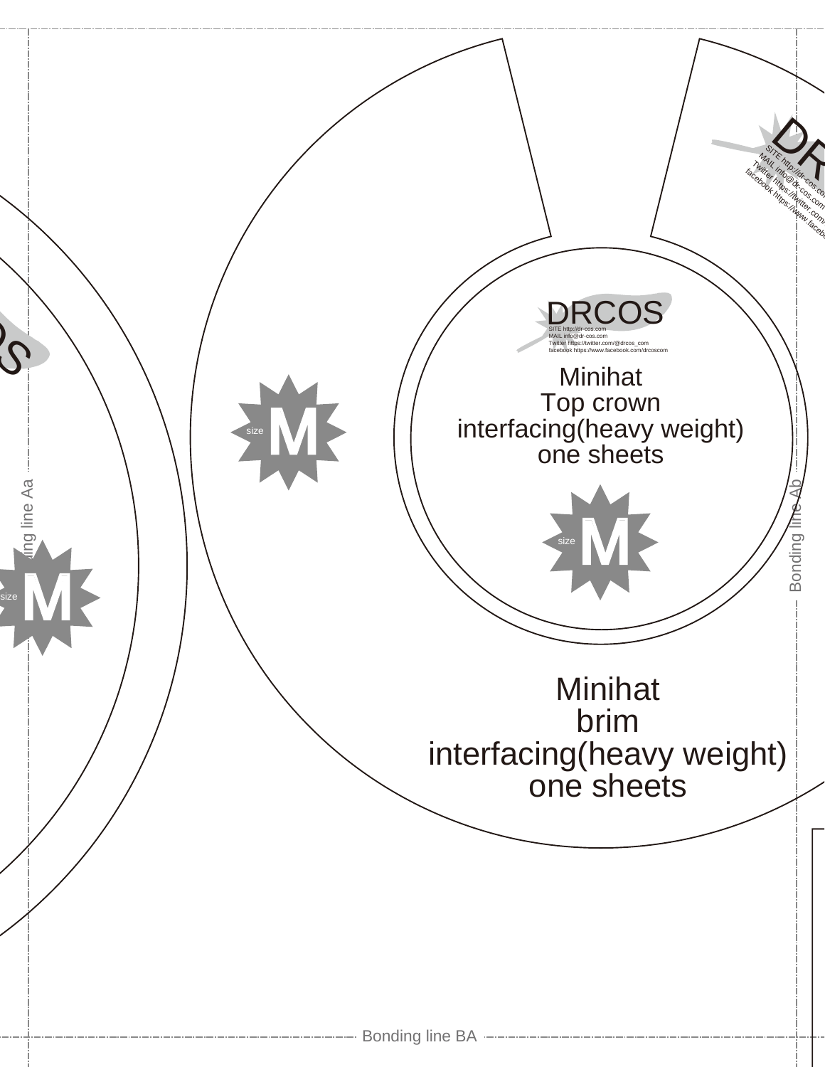DRCOS

SITE http://dr-cos.com
MAIL info@dr-cos.com
Twitter https://twitter.com/@drcos_com
facebook https://www.facebook.com/drcoscom

Minihat
Top crown
interfacing(heavy weight)
one sheets

size M

size M

size M

Minihat
brim
interfacing(heavy weight)
one sheets

Bonding line Aa

Bonding line Ab

Bonding line BA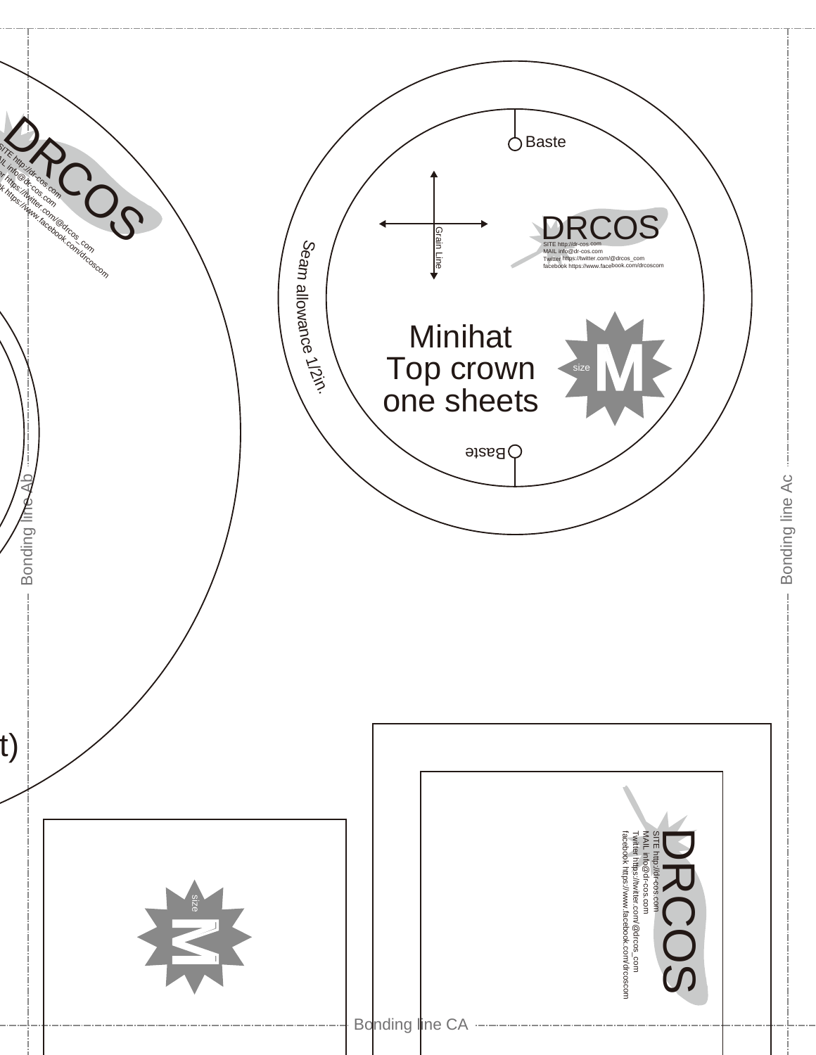DRCOS

SITE http://dr-cos.com
MAIL info@dr-cos.com
Twitter https://twitter.com/@drcos_com
facebook https://www.facebook.com/drcoscom

Baste

Grain Line

DRCOS

SITE http://dr-cos.com
MAIL info@dr-cos.com
Twitter https://twitter.com/@drcos_com
facebook https://www.facebook.com/drcoscom

Seam allowance 1/2in.

Minihat
Top crown
one sheets

size M

Baste

Bonding line Ab

Bonding line Ac

t)

size M

DRCOS

SITE http://dr-cos.com
MAIL info@dr-cos.com
Twitter https://twitter.com/@drcos_com
facebook https://www.facebook.com/drcoscom

Bonding line CA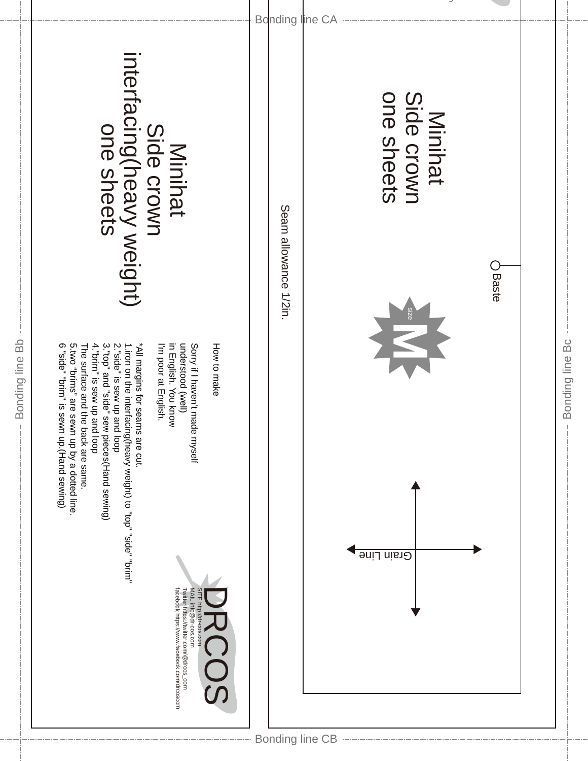Bonding line CA

Bonding line Bb

Bonding line Bc

Bonding line CB

# Minihat
# Side crown
# one sheets

Baste

size **M**

Grain Line

Seam allowance 1/2in.

# Minihat
# Side crown
# interfacing(heavy weight)
# one sheets

How to make

Sorry if I haven't made myself
understood (well)
in English. You know
I'm poor at English.

*All margins for seams are cut.
1.iron on the interfacing(heavy weight) to "top" "side" "brim"
2."side" is sew up and loop
3."top" and "side" sew pieces(Hand sewing)
4."brim" is sew up and loop
The surface and the back are same.
5.two "brims" are sewn up by a dotted line.
6."side" "brim" is sewn up.(Hand sewing)

DRCOS
SITE http://dr-cos.com
MAIL info@dr-cos.com
Twitter https://twitter.com/@drcos_com
facebook https://www.facebook.com/drcoscom